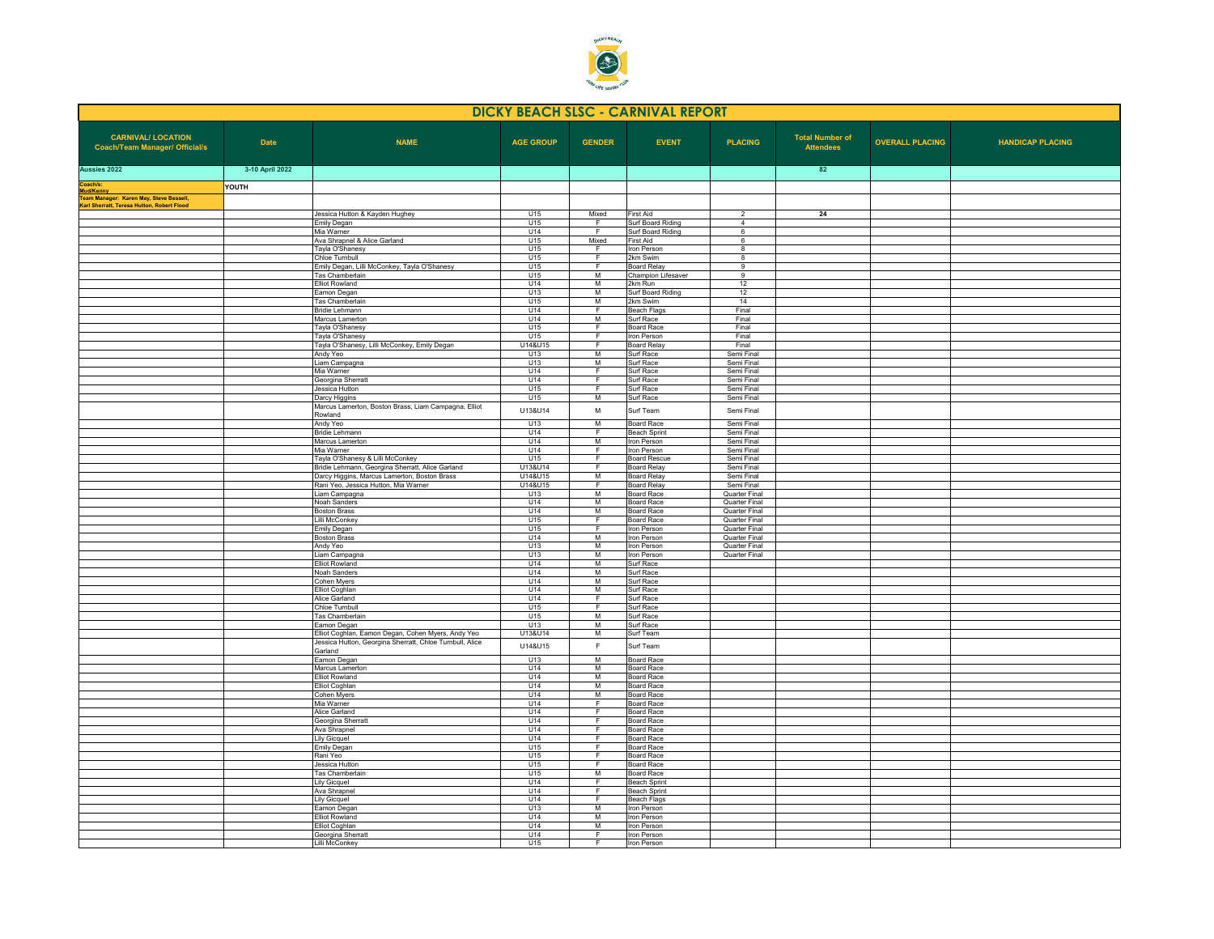# DICKY BEACH SLSC - CARNIVAL REPORT

| CARNIVAL/ LOCATION Coach/Team Manager/ Official/s | Date | NAME | AGE GROUP | GENDER | EVENT | PLACING | Total Number of Attendees | OVERALL PLACING | HANDICAP PLACING |
|---|---|---|---|---|---|---|---|---|---|
| Aussies 2022 | 3-10 April 2022 | | | | | | 82 | | |
| Coach/s: Mud/Kenny | YOUTH | | | | | | | | |
| Team Manager: Karen May, Steve Bessell, Karl Sherratt, Teresa Hutton, Robert Flood | | | | | | | | | |
| | | Jessica Hutton & Kayden Hughey | U15 | Mixed | First Aid | 2 | 24 | | |
| | | Emily Degan | U15 | F | Surf Board Riding | 4 | | | |
| | | Mia Warner | U14 | F | Surf Board Riding | 6 | | | |
| | | Ava Shrapnel & Alice Garland | U15 | Mixed | First Aid | 6 | | | |
| | | Tayla O'Shanesy | U15 | F | Iron Person | 8 | | | |
| | | Chloe Turnbull | U15 | F | 2km Swim | 8 | | | |
| | | Emily Degan, Lilli McConkey, Tayla O'Shanesy | U15 | F | Board Relay | 9 | | | |
| | | Tas Chamberlain | U15 | M | Champion Lifesaver | 9 | | | |
| | | Elliot Rowland | U14 | M | 2km Run | 12 | | | |
| | | Eamon Degan | U13 | M | Surf Board Riding | 12 | | | |
| | | Tas Chamberlain | U15 | M | 2km Swim | 14 | | | |
| | | Bridie Lehmann | U14 | F | Beach Flags | Final | | | |
| | | Marcus Lamerton | U14 | M | Surf Race | Final | | | |
| | | Tayla O'Shanesy | U15 | F | Board Race | Final | | | |
| | | Tayla O'Shanesy | U15 | F | Iron Person | Final | | | |
| | | Tayla O'Shanesy, Lilli McConkey, Emily Degan | U14&U15 | F | Board Relay | Final | | | |
| | | Andy Yeo | U13 | M | Surf Race | Semi Final | | | |
| | | Liam Campagna | U13 | M | Surf Race | Semi Final | | | |
| | | Mia Warner | U14 | F | Surf Race | Semi Final | | | |
| | | Georgina Sherratt | U14 | F | Surf Race | Semi Final | | | |
| | | Jessica Hutton | U15 | F | Surf Race | Semi Final | | | |
| | | Darcy Higgins | U15 | M | Surf Race | Semi Final | | | |
| | | Marcus Lamerton, Boston Brass, Liam Campagna, Elliot Rowland | U13&U14 | M | Surf Team | Semi Final | | | |
| | | Andy Yeo | U13 | M | Board Race | Semi Final | | | |
| | | Bridie Lehmann | U14 | F | Beach Sprint | Semi Final | | | |
| | | Marcus Lamerton | U14 | M | Iron Person | Semi Final | | | |
| | | Mia Warner | U14 | F | Iron Person | Semi Final | | | |
| | | Tayla O'Shanesy & Lilli McConkey | U15 | F | Board Rescue | Semi Final | | | |
| | | Bridie Lehmann, Georgina Sherratt, Alice Garland | U13&U14 | F | Board Relay | Semi Final | | | |
| | | Darcy Higgins, Marcus Lamerton, Boston Brass | U14&U15 | M | Board Relay | Semi Final | | | |
| | | Rani Yeo, Jessica Hutton, Mia Warner | U14&U15 | F | Board Relay | Semi Final | | | |
| | | Liam Campagna | U13 | M | Board Race | Quarter Final | | | |
| | | Noah Sanders | U14 | M | Board Race | Quarter Final | | | |
| | | Boston Brass | U14 | M | Board Race | Quarter Final | | | |
| | | Lilli McConkey | U15 | F | Board Race | Quarter Final | | | |
| | | Emily Degan | U15 | F | Iron Person | Quarter Final | | | |
| | | Boston Brass | U14 | M | Iron Person | Quarter Final | | | |
| | | Andy Yeo | U13 | M | Iron Person | Quarter Final | | | |
| | | Liam Campagna | U13 | M | Iron Person | Quarter Final | | | |
| | | Elliot Rowland | U14 | M | Surf Race | | | | |
| | | Noah Sanders | U14 | M | Surf Race | | | | |
| | | Cohen Myers | U14 | M | Surf Race | | | | |
| | | Elliot Coghlan | U14 | M | Surf Race | | | | |
| | | Alice Garland | U14 | F | Surf Race | | | | |
| | | Chloe Turnbull | U15 | F | Surf Race | | | | |
| | | Tas Chamberlain | U15 | M | Surf Race | | | | |
| | | Eamon Degan | U13 | M | Surf Race | | | | |
| | | Elliot Coghlan, Eamon Degan, Cohen Myers, Andy Yeo | U13&U14 | M | Surf Team | | | | |
| | | Jessica Hutton, Georgina Sherratt, Chloe Turnbull, Alice Garland | U14&U15 | F | Surf Team | | | | |
| | | Eamon Degan | U13 | M | Board Race | | | | |
| | | Marcus Lamerton | U14 | M | Board Race | | | | |
| | | Elliot Rowland | U14 | M | Board Race | | | | |
| | | Elliot Coghlan | U14 | M | Board Race | | | | |
| | | Cohen Myers | U14 | M | Board Race | | | | |
| | | Mia Warner | U14 | F | Board Race | | | | |
| | | Alice Garland | U14 | F | Board Race | | | | |
| | | Georgina Sherratt | U14 | F | Board Race | | | | |
| | | Ava Shrapnel | U14 | F | Board Race | | | | |
| | | Lily Gicquel | U14 | F | Board Race | | | | |
| | | Emily Degan | U15 | F | Board Race | | | | |
| | | Rani Yeo | U15 | F | Board Race | | | | |
| | | Jessica Hutton | U15 | F | Board Race | | | | |
| | | Tas Chamberlain | U15 | M | Board Race | | | | |
| | | Lily Gicquel | U14 | F | Beach Sprint | | | | |
| | | Ava Shrapnel | U14 | F | Beach Sprint | | | | |
| | | Lily Gicquel | U14 | F | Beach Flags | | | | |
| | | Eamon Degan | U13 | M | Iron Person | | | | |
| | | Elliot Rowland | U14 | M | Iron Person | | | | |
| | | Elliot Coghlan | U14 | M | Iron Person | | | | |
| | | Georgina Sherratt | U14 | F | Iron Person | | | | |
| | | Lilli McConkey | U15 | F | Iron Person | | | | |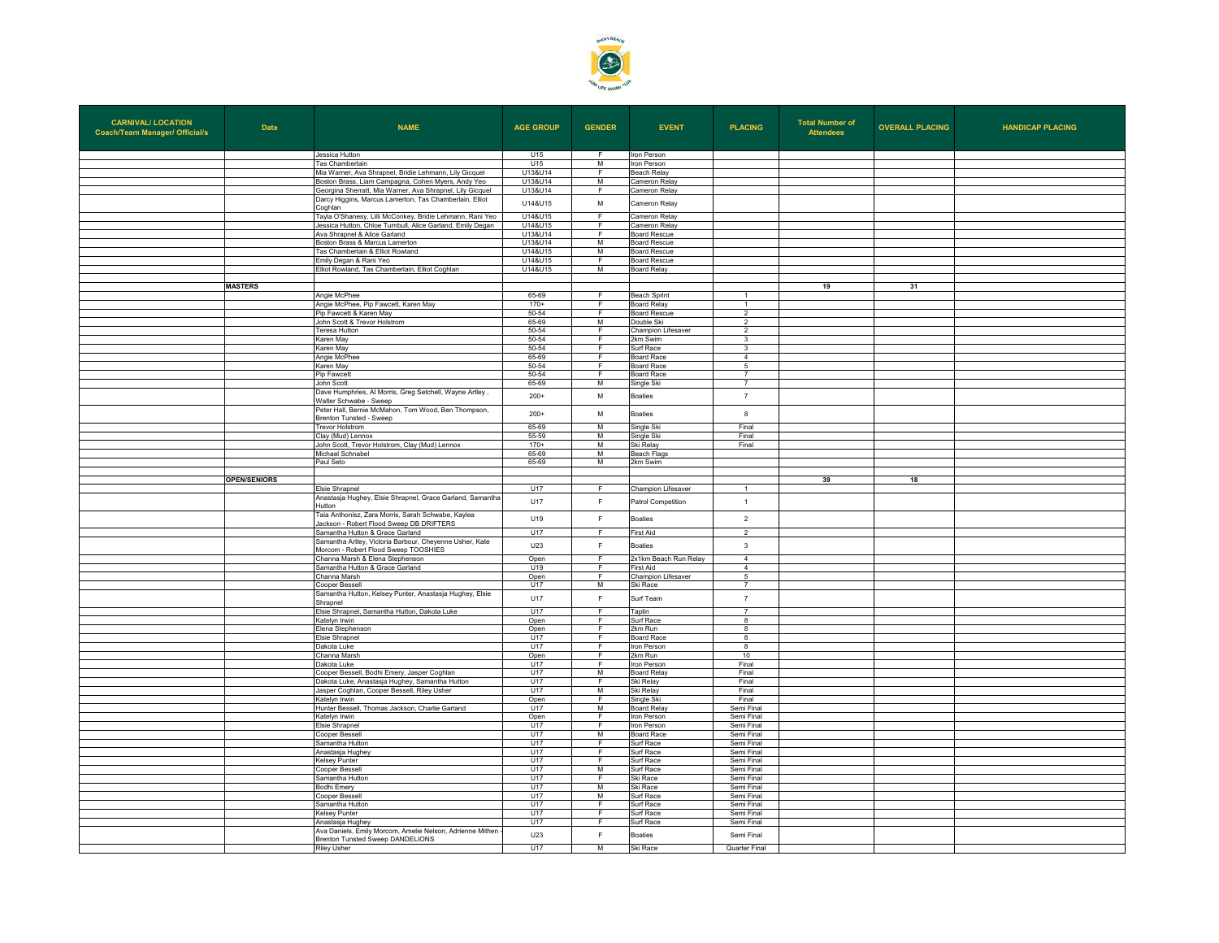| CARNIVAL/ LOCATION Coach/Team Manager/ Official/s | Date | NAME | AGE GROUP | GENDER | EVENT | PLACING | Total Number of Attendees | OVERALL PLACING | HANDICAP PLACING |
|---|---|---|---|---|---|---|---|---|---|
| | | Jessica Hutton | U15 | F | Iron Person | | | | |
| | | Tas Chamberlain | U15 | M | Iron Person | | | | |
| | | Mia Warner, Ava Shrapnel, Bridie Lehmann, Lily Gicquel | U13&U14 | F | Beach Relay | | | | |
| | | Boston Brass, Liam Campagna, Cohen Myers, Andy Yeo | U13&U14 | M | Cameron Relay | | | | |
| | | Georgina Sherratt, Mia Warner, Ava Shrapnel, Lily Gicquel | U13&U14 | F | Cameron Relay | | | | |
| | | Darcy Higgins, Marcus Lamerton, Tas Chamberlain, Elliot Coghlan | U14&U15 | M | Cameron Relay | | | | |
| | | Tayla O'Shanesy, Lilli McConkey, Bridie Lehmann, Rani Yeo | U14&U15 | F | Cameron Relay | | | | |
| | | Jessica Hutton, Chloe Turnbull, Alice Garland, Emily Degan | U14&U15 | F | Cameron Relay | | | | |
| | | Ava Shrapnel & Alice Garland | U13&U14 | F | Board Rescue | | | | |
| | | Boston Brass & Marcus Lamerton | U13&U14 | M | Board Rescue | | | | |
| | | Tas Chamberlain & Elliot Rowland | U14&U15 | M | Board Rescue | | | | |
| | | Emily Degan & Rani Yeo | U14&U15 | F | Board Rescue | | | | |
| | | Elliot Rowland, Tas Chamberlain, Elliot Coghlan | U14&U15 | M | Board Relay | | | | |
| | | | | | | | | | |
| **MASTERS** | | | | | | | 19 | 31 | |
| | | Angie McPhee | 65-69 | F | Beach Sprint | 1 | | | |
| | | Angie McPhee, Pip Fawcett, Karen May | 170+ | F | Board Relay | 1 | | | |
| | | Pip Fawcett & Karen May | 50-54 | F | Board Rescue | 2 | | | |
| | | John Scott & Trevor Holstrom | 65-69 | M | Double Ski | 2 | | | |
| | | Teresa Hutton | 50-54 | F | Champion Lifesaver | 2 | | | |
| | | Karen May | 50-54 | F | 2km Swim | 3 | | | |
| | | Karen May | 50-54 | F | Surf Race | 3 | | | |
| | | Angie McPhee | 65-69 | F | Board Race | 4 | | | |
| | | Karen May | 50-54 | F | Board Race | 5 | | | |
| | | Pip Fawcett | 50-54 | F | Board Race | 7 | | | |
| | | John Scott | 65-69 | M | Single Ski | 7 | | | |
| | | Dave Humphries, Al Morris, Greg Setchell, Wayne Artley , Walter Schwabe - Sweep | 200+ | M | Boaties | 7 | | | |
| | | Peter Hall, Bernie McMahon, Tom Wood, Ben Thompson, Brenton Tunsted - Sweep | 200+ | M | Boaties | 8 | | | |
| | | Trevor Holstrom | 65-69 | M | Single Ski | Final | | | |
| | | Clay (Mud) Lennox | 55-59 | M | Single Ski | Final | | | |
| | | John Scott, Trevor Holstrom, Clay (Mud) Lennox | 170+ | M | Ski Relay | Final | | | |
| | | Michael Schnabel | 65-69 | M | Beach Flags | | | | |
| | | Paul Seto | 65-69 | M | 2km Swim | | | | |
| | | | | | | | | | |
| **OPEN/SENIORS** | | | | | | | 39 | 18 | |
| | | Elsie Shrapnel | U17 | F | Champion Lifesaver | 1 | | | |
| | | Anastasja Hughey, Elsie Shrapnel, Grace Garland, Samantha Hutton | U17 | F | Patrol Competition | 1 | | | |
| | | Taia Anthonisz, Zara Morris, Sarah Schwabe, Kaylea Jackson - Robert Flood Sweep DB DRIFTERS | U19 | F | Boaties | 2 | | | |
| | | Samantha Hutton & Grace Garland | U17 | F | First Aid | 2 | | | |
| | | Samantha Artley, Victoria Barbour, Cheyenne Usher, Kate Morcom - Robert Flood Sweep TOOSHIES | U23 | F | Boaties | 3 | | | |
| | | Channa Marsh & Elena Stephenson | Open | F | 2x1km Beach Run Relay | 4 | | | |
| | | Samantha Hutton & Grace Garland | U19 | F | First Aid | 4 | | | |
| | | Channa Marsh | Open | F | Champion Lifesaver | 5 | | | |
| | | Cooper Bessell | U17 | M | Ski Race | 7 | | | |
| | | Samantha Hutton, Kelsey Punter, Anastasja Hughey, Elsie Shrapnel | U17 | F | Surf Team | 7 | | | |
| | | Elsie Shrapnel, Samantha Hutton, Dakota Luke | U17 | F | Taplin | 7 | | | |
| | | Katelyn Irwin | Open | F | Surf Race | 8 | | | |
| | | Elena Stephenson | Open | F | 2km Run | 8 | | | |
| | | Elsie Shrapnel | U17 | F | Board Race | 8 | | | |
| | | Dakota Luke | U17 | F | Iron Person | 8 | | | |
| | | Channa Marsh | Open | F | 2km Run | 10 | | | |
| | | Dakota Luke | U17 | F | Iron Person | Final | | | |
| | | Cooper Bessell, Bodhi Emery, Jasper Coghlan | U17 | M | Board Relay | Final | | | |
| | | Dakota Luke, Anastasja Hughey, Samantha Hutton | U17 | F | Ski Relay | Final | | | |
| | | Jasper Coghlan, Cooper Bessell, Riley Usher | U17 | M | Ski Relay | Final | | | |
| | | Katelyn Irwin | Open | F | Single Ski | Final | | | |
| | | Hunter Bessell, Thomas Jackson, Charlie Garland | U17 | M | Board Relay | Semi Final | | | |
| | | Katelyn Irwin | Open | F | Iron Person | Semi Final | | | |
| | | Elsie Shrapnel | U17 | F | Iron Person | Semi Final | | | |
| | | Cooper Bessell | U17 | M | Board Race | Semi Final | | | |
| | | Samantha Hutton | U17 | F | Surf Race | Semi Final | | | |
| | | Anastasja Hughey | U17 | F | Surf Race | Semi Final | | | |
| | | Kelsey Punter | U17 | F | Surf Race | Semi Final | | | |
| | | Cooper Bessell | U17 | M | Surf Race | Semi Final | | | |
| | | Samantha Hutton | U17 | F | Ski Race | Semi Final | | | |
| | | Bodhi Emery | U17 | M | Ski Race | Semi Final | | | |
| | | Cooper Bessell | U17 | M | Surf Race | Semi Final | | | |
| | | Samantha Hutton | U17 | F | Surf Race | Semi Final | | | |
| | | Kelsey Punter | U17 | F | Surf Race | Semi Final | | | |
| | | Anastasja Hughey | U17 | F | Surf Race | Semi Final | | | |
| | | Ava Daniels, Emily Morcom, Amelie Nelson, Adrienne Mithen - Brenton Tunsted Sweep DANDELIONS | U23 | F | Boaties | Semi Final | | | |
| | | Riley Usher | U17 | M | Ski Race | Quarter Final | | | |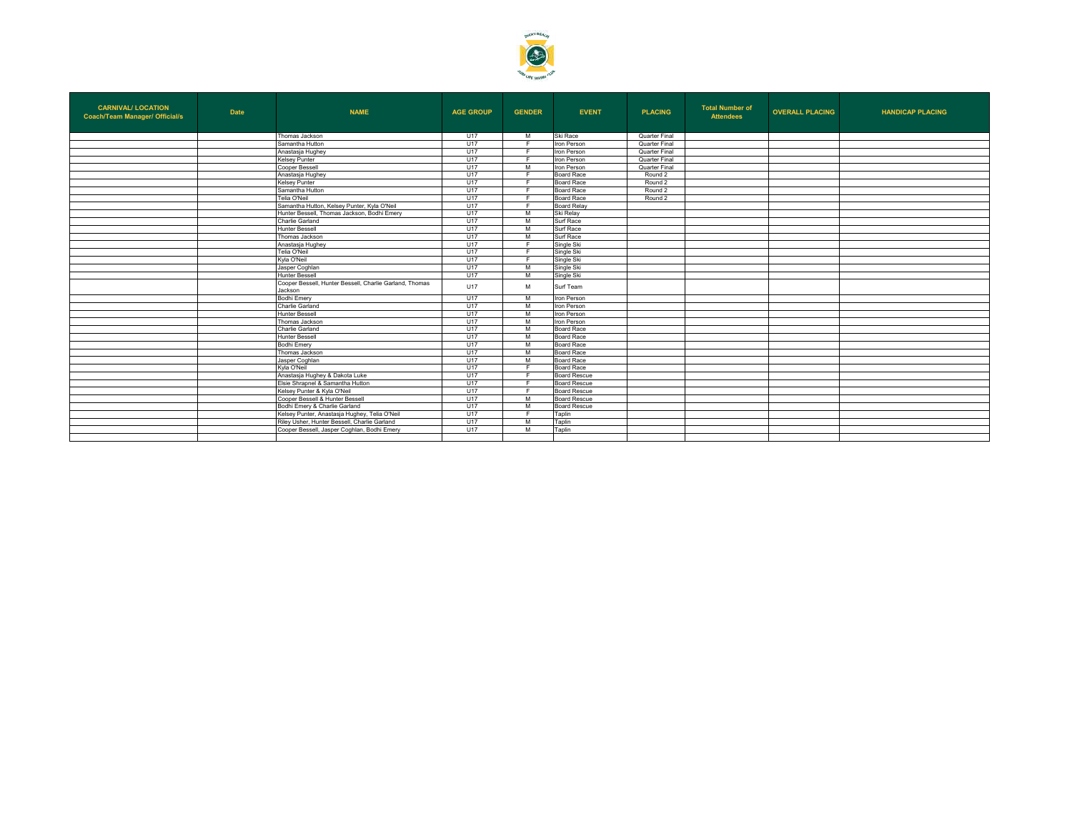| CARNIVAL/ LOCATION Coach/Team Manager/ Official/s | Date | NAME | AGE GROUP | GENDER | EVENT | PLACING | Total Number of Attendees | OVERALL PLACING | HANDICAP PLACING |
|---|---|---|---|---|---|---|---|---|---|
| | | Thomas Jackson | U17 | M | Ski Race | Quarter Final | | | |
| | | Samantha Hutton | U17 | F | Iron Person | Quarter Final | | | |
| | | Anastasja Hughey | U17 | F | Iron Person | Quarter Final | | | |
| | | Kelsey Punter | U17 | F | Iron Person | Quarter Final | | | |
| | | Cooper Bessell | U17 | M | Iron Person | Quarter Final | | | |
| | | Anastasja Hughey | U17 | F | Board Race | Round 2 | | | |
| | | Kelsey Punter | U17 | F | Board Race | Round 2 | | | |
| | | Samantha Hutton | U17 | F | Board Race | Round 2 | | | |
| | | Telia O'Neil | U17 | F | Board Race | Round 2 | | | |
| | | Samantha Hutton, Kelsey Punter, Kyla O'Neil | U17 | F | Board Relay | | | | |
| | | Hunter Bessell, Thomas Jackson, Bodhi Emery | U17 | M | Ski Relay | | | | |
| | | Charlie Garland | U17 | M | Surf Race | | | | |
| | | Hunter Bessell | U17 | M | Surf Race | | | | |
| | | Thomas Jackson | U17 | M | Surf Race | | | | |
| | | Anastasja Hughey | U17 | F | Single Ski | | | | |
| | | Telia O'Neil | U17 | F | Single Ski | | | | |
| | | Kyla O'Neil | U17 | F | Single Ski | | | | |
| | | Jasper Coghlan | U17 | M | Single Ski | | | | |
| | | Hunter Bessell | U17 | M | Single Ski | | | | |
| | | Cooper Bessell, Hunter Bessell, Charlie Garland, Thomas Jackson | U17 | M | Surf Team | | | | |
| | | Bodhi Emery | U17 | M | Iron Person | | | | |
| | | Charlie Garland | U17 | M | Iron Person | | | | |
| | | Hunter Bessell | U17 | M | Iron Person | | | | |
| | | Thomas Jackson | U17 | M | Iron Person | | | | |
| | | Charlie Garland | U17 | M | Board Race | | | | |
| | | Hunter Bessell | U17 | M | Board Race | | | | |
| | | Bodhi Emery | U17 | M | Board Race | | | | |
| | | Thomas Jackson | U17 | M | Board Race | | | | |
| | | Jasper Coghlan | U17 | M | Board Race | | | | |
| | | Kyla O'Neil | U17 | F | Board Race | | | | |
| | | Anastasja Hughey & Dakota Luke | U17 | F | Board Rescue | | | | |
| | | Elsie Shrapnel & Samantha Hutton | U17 | F | Board Rescue | | | | |
| | | Kelsey Punter & Kyla O'Neil | U17 | F | Board Rescue | | | | |
| | | Cooper Bessell & Hunter Bessell | U17 | M | Board Rescue | | | | |
| | | Bodhi Emery & Charlie Garland | U17 | M | Board Rescue | | | | |
| | | Kelsey Punter, Anastasja Hughey, Telia O'Neil | U17 | F | Taplin | | | | |
| | | Riley Usher, Hunter Bessell, Charlie Garland | U17 | M | Taplin | | | | |
| | | Cooper Bessell, Jasper Coghlan, Bodhi Emery | U17 | M | Taplin | | | | |
| | | | | | | | | | |